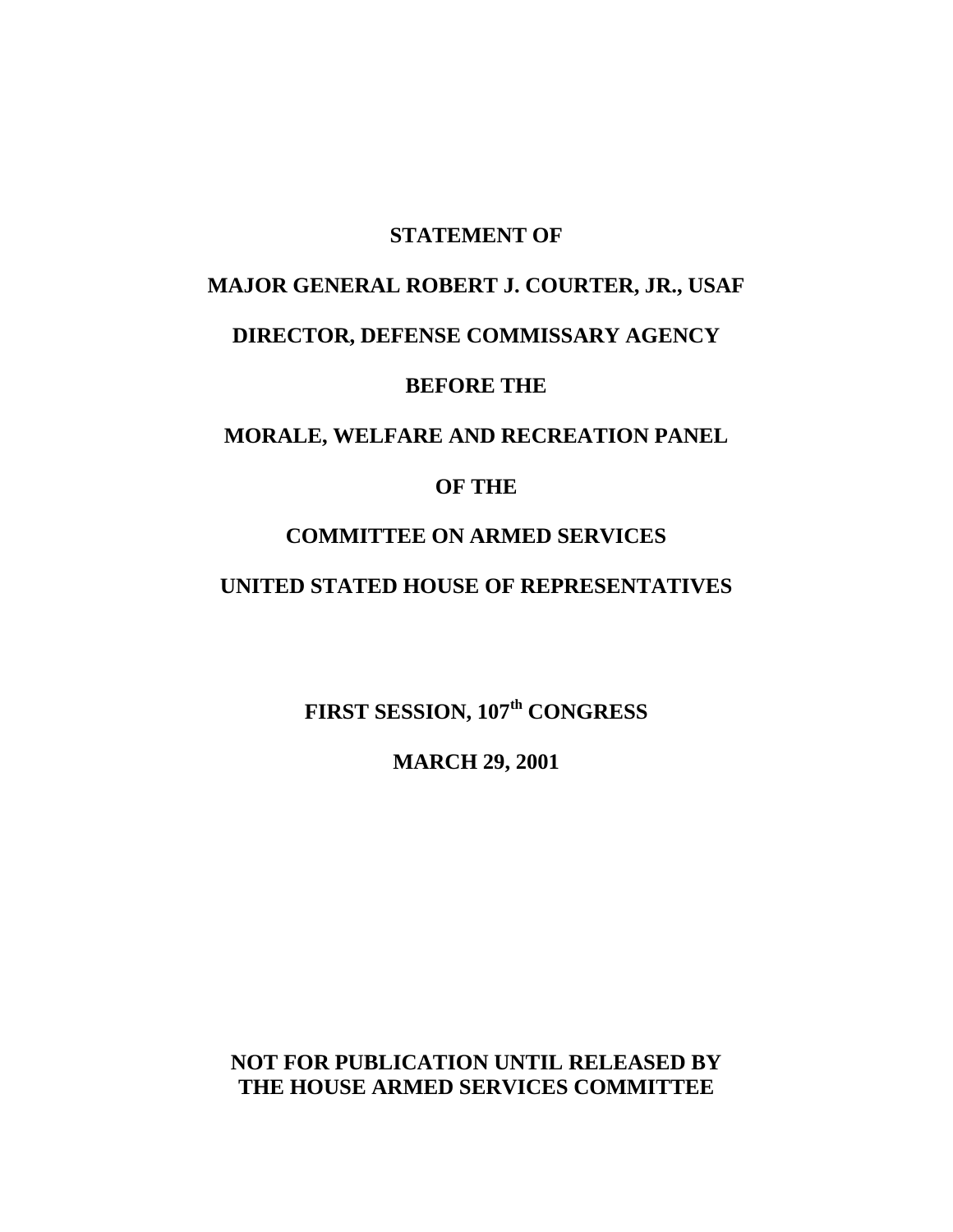**STATEMENT OF**

**MAJOR GENERAL ROBERT J. COURTER, JR., USAF**

**DIRECTOR, DEFENSE COMMISSARY AGENCY**

**BEFORE THE**

**MORALE, WELFARE AND RECREATION PANEL**

**OF THE**

**COMMITTEE ON ARMED SERVICES**

**UNITED STATED HOUSE OF REPRESENTATIVES**

**FIRST SESSION, 107th CONGRESS**

**MARCH 29, 2001**

**NOT FOR PUBLICATION UNTIL RELEASED BY THE HOUSE ARMED SERVICES COMMITTEE**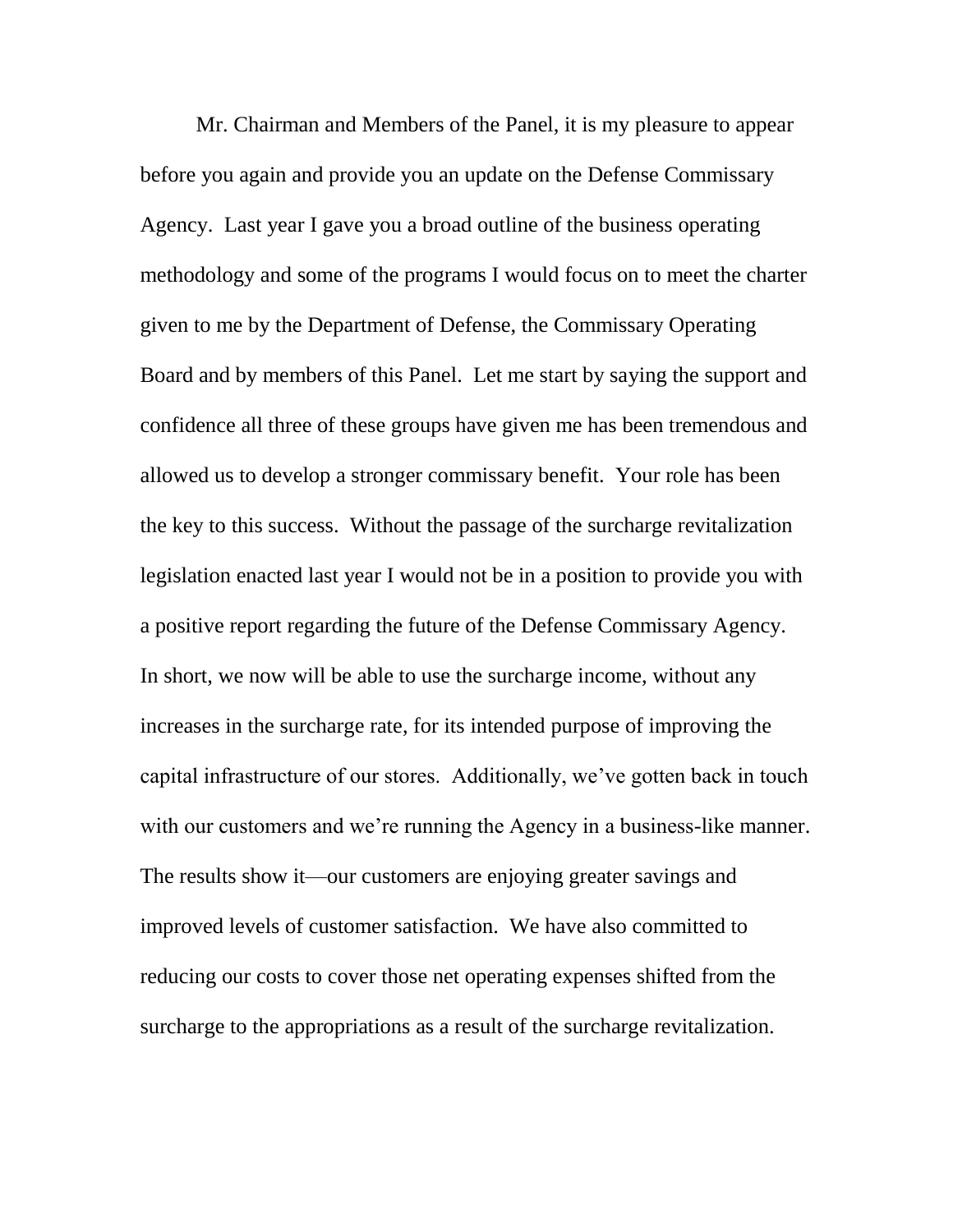Mr. Chairman and Members of the Panel, it is my pleasure to appear before you again and provide you an update on the Defense Commissary Agency. Last year I gave you a broad outline of the business operating methodology and some of the programs I would focus on to meet the charter given to me by the Department of Defense, the Commissary Operating Board and by members of this Panel. Let me start by saying the support and confidence all three of these groups have given me has been tremendous and allowed us to develop a stronger commissary benefit. Your role has been the key to this success. Without the passage of the surcharge revitalization legislation enacted last year I would not be in a position to provide you with a positive report regarding the future of the Defense Commissary Agency. In short, we now will be able to use the surcharge income, without any increases in the surcharge rate, for its intended purpose of improving the capital infrastructure of our stores. Additionally, we've gotten back in touch with our customers and we're running the Agency in a business-like manner. The results show it—our customers are enjoying greater savings and improved levels of customer satisfaction. We have also committed to reducing our costs to cover those net operating expenses shifted from the surcharge to the appropriations as a result of the surcharge revitalization.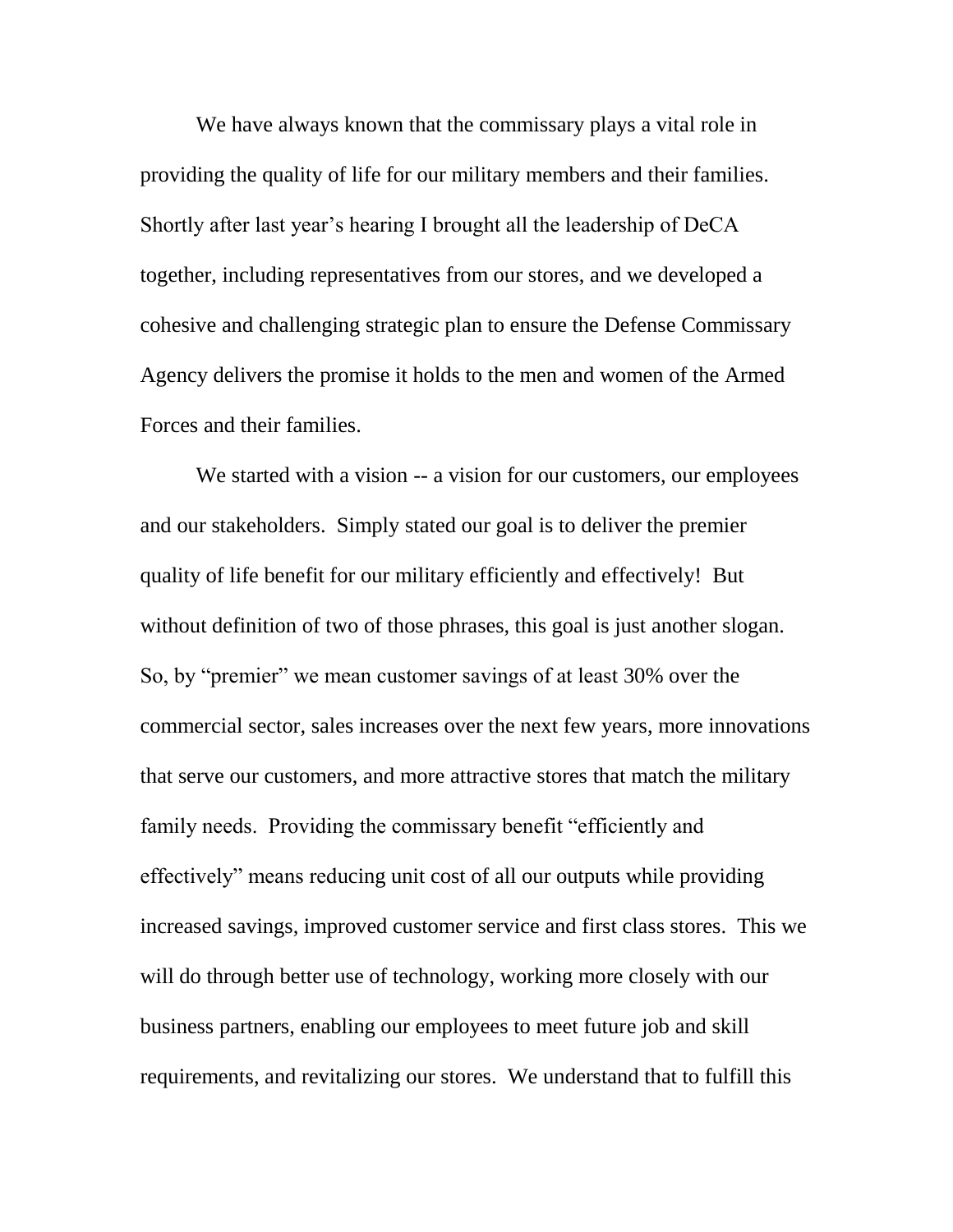We have always known that the commissary plays a vital role in providing the quality of life for our military members and their families. Shortly after last year's hearing I brought all the leadership of DeCA together, including representatives from our stores, and we developed a cohesive and challenging strategic plan to ensure the Defense Commissary Agency delivers the promise it holds to the men and women of the Armed Forces and their families.

We started with a vision -- a vision for our customers, our employees and our stakeholders. Simply stated our goal is to deliver the premier quality of life benefit for our military efficiently and effectively! But without definition of two of those phrases, this goal is just another slogan. So, by "premier" we mean customer savings of at least 30% over the commercial sector, sales increases over the next few years, more innovations that serve our customers, and more attractive stores that match the military family needs. Providing the commissary benefit "efficiently and effectively" means reducing unit cost of all our outputs while providing increased savings, improved customer service and first class stores. This we will do through better use of technology, working more closely with our business partners, enabling our employees to meet future job and skill requirements, and revitalizing our stores. We understand that to fulfill this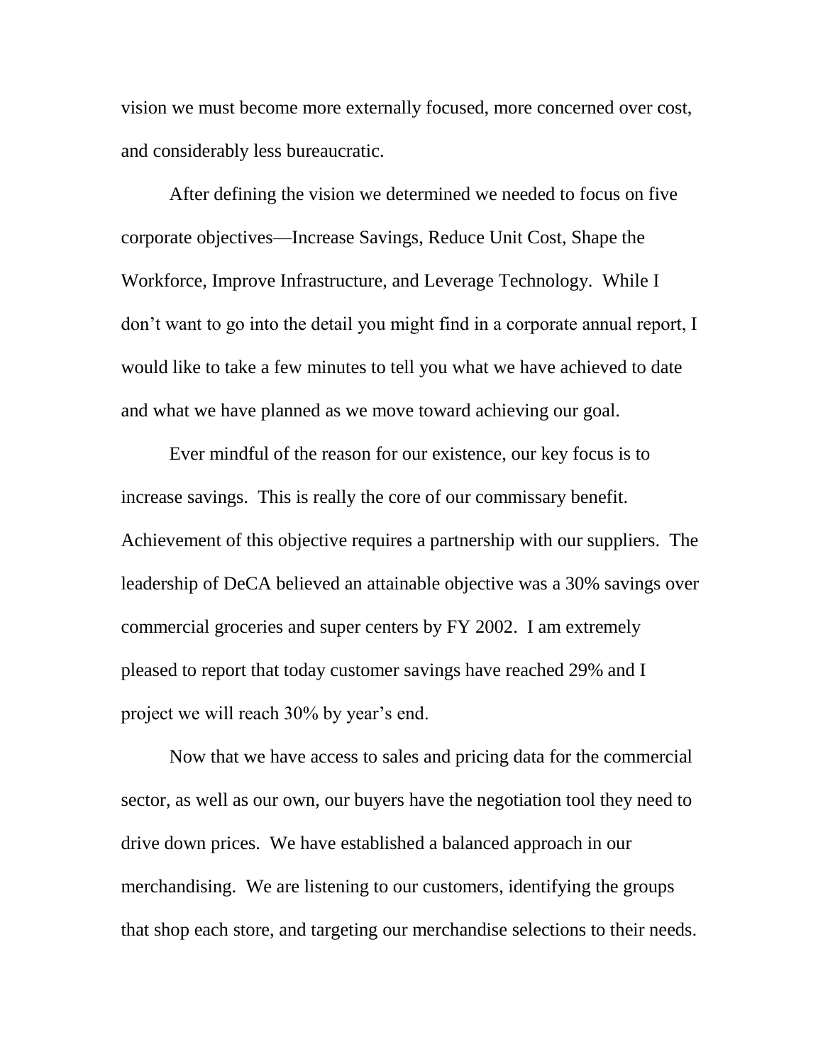vision we must become more externally focused, more concerned over cost, and considerably less bureaucratic.

After defining the vision we determined we needed to focus on five corporate objectives—Increase Savings, Reduce Unit Cost, Shape the Workforce, Improve Infrastructure, and Leverage Technology. While I don't want to go into the detail you might find in a corporate annual report, I would like to take a few minutes to tell you what we have achieved to date and what we have planned as we move toward achieving our goal.

Ever mindful of the reason for our existence, our key focus is to increase savings. This is really the core of our commissary benefit. Achievement of this objective requires a partnership with our suppliers. The leadership of DeCA believed an attainable objective was a 30% savings over commercial groceries and super centers by FY 2002. I am extremely pleased to report that today customer savings have reached 29% and I project we will reach 30% by year's end.

Now that we have access to sales and pricing data for the commercial sector, as well as our own, our buyers have the negotiation tool they need to drive down prices. We have established a balanced approach in our merchandising. We are listening to our customers, identifying the groups that shop each store, and targeting our merchandise selections to their needs.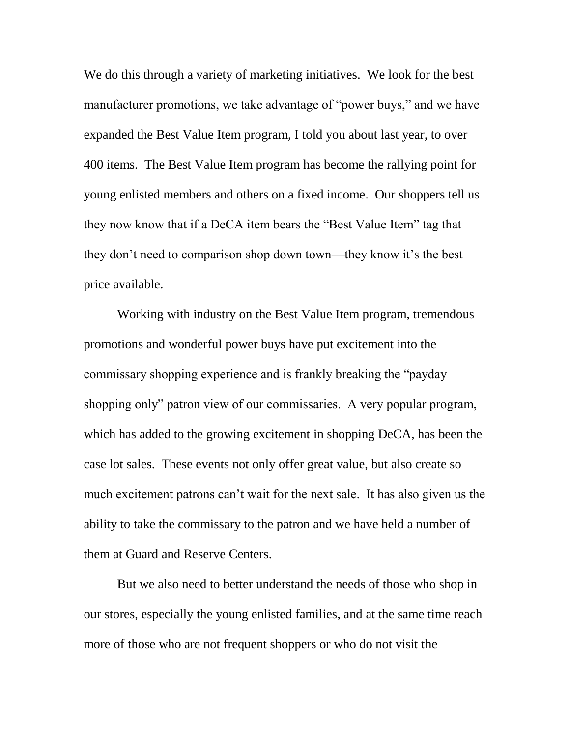We do this through a variety of marketing initiatives. We look for the best manufacturer promotions, we take advantage of "power buys," and we have expanded the Best Value Item program, I told you about last year, to over 400 items. The Best Value Item program has become the rallying point for young enlisted members and others on a fixed income. Our shoppers tell us they now know that if a DeCA item bears the "Best Value Item" tag that they don't need to comparison shop down town—they know it's the best price available.

Working with industry on the Best Value Item program, tremendous promotions and wonderful power buys have put excitement into the commissary shopping experience and is frankly breaking the "payday shopping only" patron view of our commissaries. A very popular program, which has added to the growing excitement in shopping DeCA, has been the case lot sales. These events not only offer great value, but also create so much excitement patrons can't wait for the next sale. It has also given us the ability to take the commissary to the patron and we have held a number of them at Guard and Reserve Centers.

But we also need to better understand the needs of those who shop in our stores, especially the young enlisted families, and at the same time reach more of those who are not frequent shoppers or who do not visit the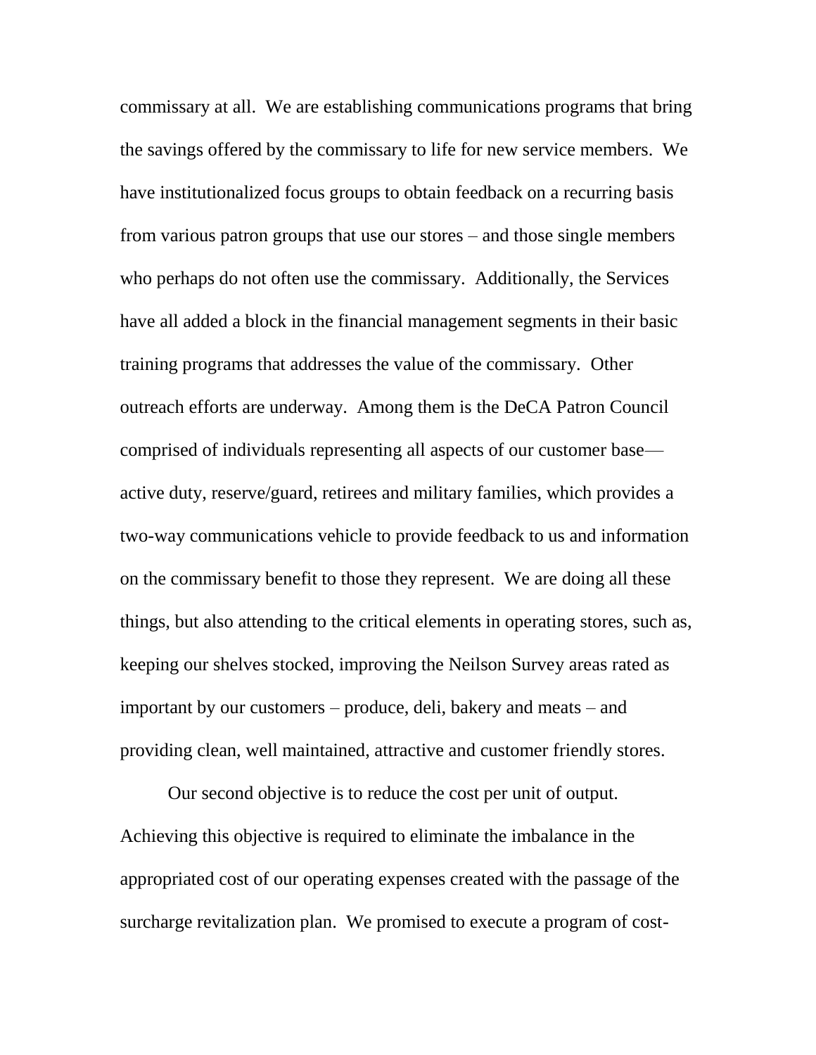commissary at all. We are establishing communications programs that bring the savings offered by the commissary to life for new service members. We have institutionalized focus groups to obtain feedback on a recurring basis from various patron groups that use our stores – and those single members who perhaps do not often use the commissary. Additionally, the Services have all added a block in the financial management segments in their basic training programs that addresses the value of the commissary. Other outreach efforts are underway. Among them is the DeCA Patron Council comprised of individuals representing all aspects of our customer base—active duty, reserve/guard, retirees and military families, which provides a two-way communications vehicle to provide feedback to us and information on the commissary benefit to those they represent. We are doing all these things, but also attending to the critical elements in operating stores, such as, keeping our shelves stocked, improving the Neilson Survey areas rated as important by our customers – produce, deli, bakery and meats – and providing clean, well maintained, attractive and customer friendly stores.

Our second objective is to reduce the cost per unit of output. Achieving this objective is required to eliminate the imbalance in the appropriated cost of our operating expenses created with the passage of the surcharge revitalization plan. We promised to execute a program of cost-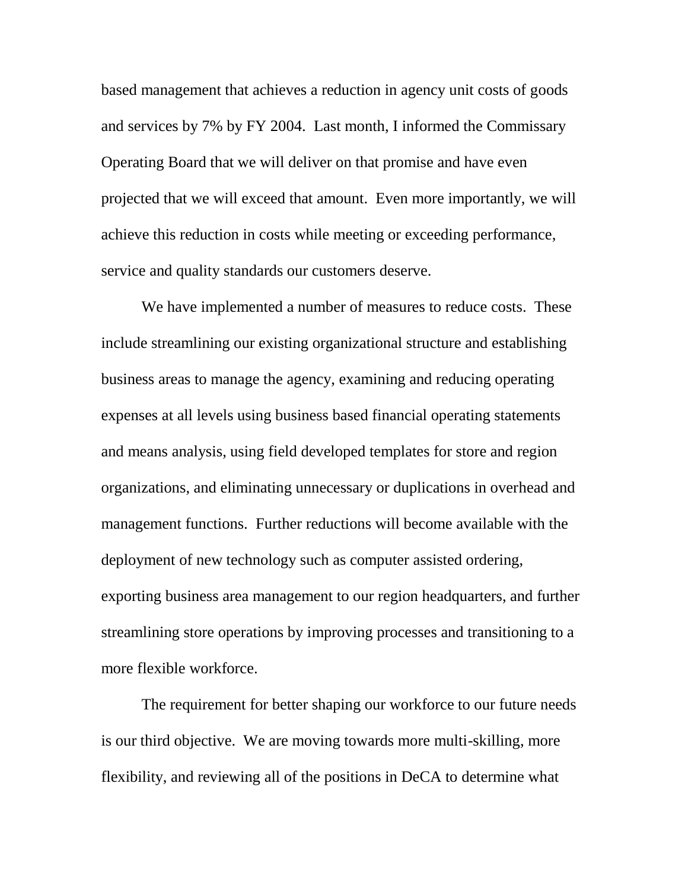based management that achieves a reduction in agency unit costs of goods and services by 7% by FY 2004. Last month, I informed the Commissary Operating Board that we will deliver on that promise and have even projected that we will exceed that amount. Even more importantly, we will achieve this reduction in costs while meeting or exceeding performance, service and quality standards our customers deserve.

We have implemented a number of measures to reduce costs. These include streamlining our existing organizational structure and establishing business areas to manage the agency, examining and reducing operating expenses at all levels using business based financial operating statements and means analysis, using field developed templates for store and region organizations, and eliminating unnecessary or duplications in overhead and management functions. Further reductions will become available with the deployment of new technology such as computer assisted ordering, exporting business area management to our region headquarters, and further streamlining store operations by improving processes and transitioning to a more flexible workforce.

The requirement for better shaping our workforce to our future needs is our third objective. We are moving towards more multi-skilling, more flexibility, and reviewing all of the positions in DeCA to determine what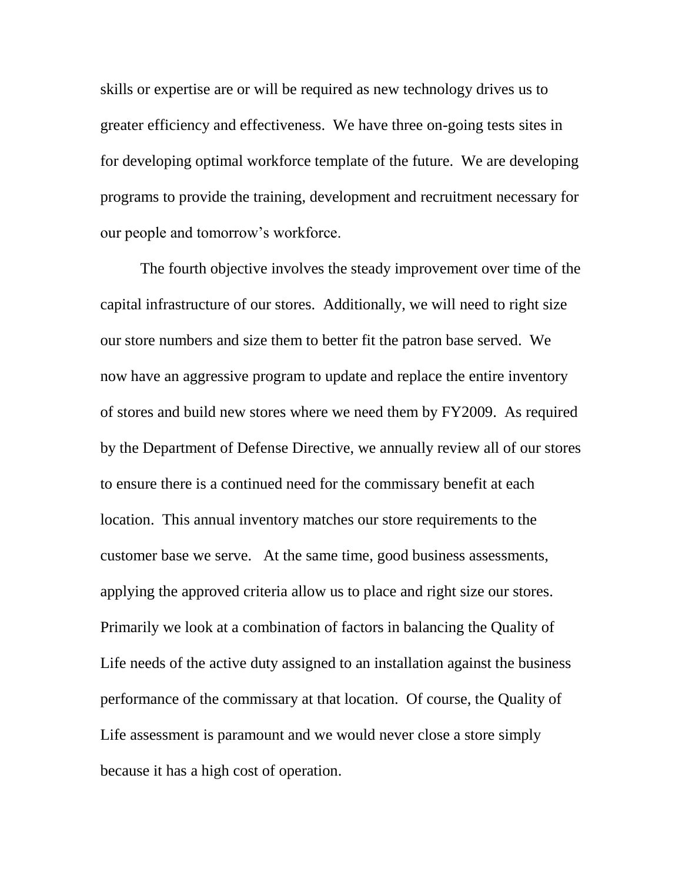skills or expertise are or will be required as new technology drives us to greater efficiency and effectiveness. We have three on-going tests sites in for developing optimal workforce template of the future. We are developing programs to provide the training, development and recruitment necessary for our people and tomorrow's workforce.

The fourth objective involves the steady improvement over time of the capital infrastructure of our stores. Additionally, we will need to right size our store numbers and size them to better fit the patron base served. We now have an aggressive program to update and replace the entire inventory of stores and build new stores where we need them by FY2009. As required by the Department of Defense Directive, we annually review all of our stores to ensure there is a continued need for the commissary benefit at each location. This annual inventory matches our store requirements to the customer base we serve. At the same time, good business assessments, applying the approved criteria allow us to place and right size our stores. Primarily we look at a combination of factors in balancing the Quality of Life needs of the active duty assigned to an installation against the business performance of the commissary at that location. Of course, the Quality of Life assessment is paramount and we would never close a store simply because it has a high cost of operation.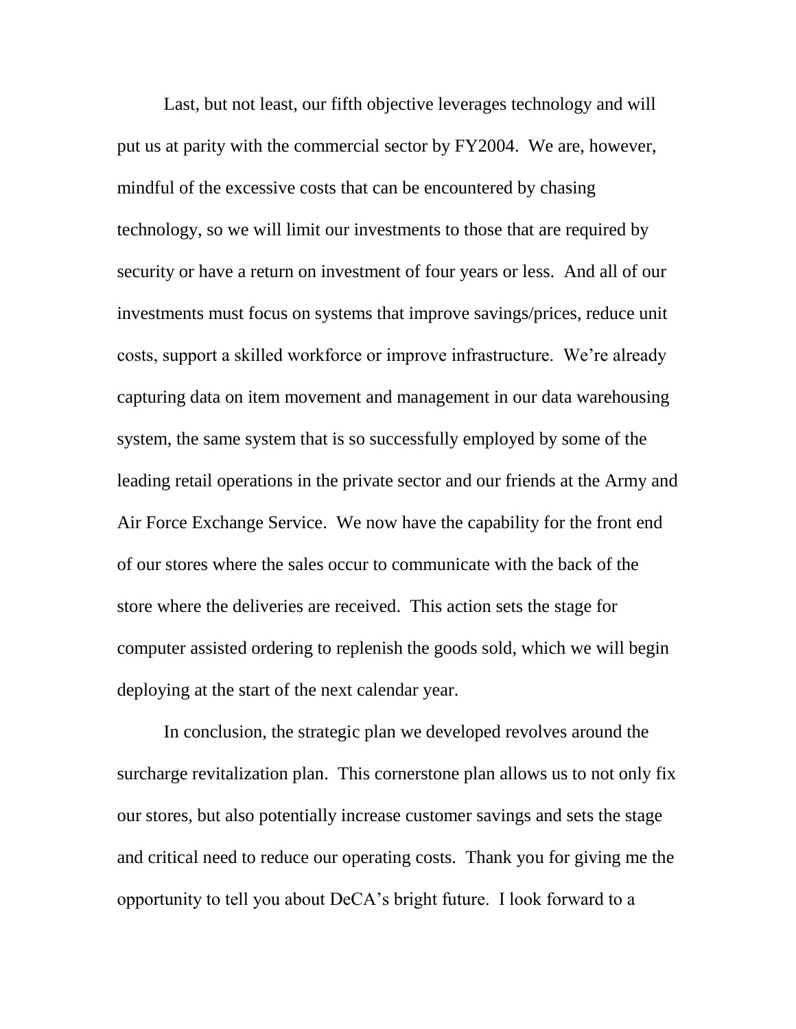Last, but not least, our fifth objective leverages technology and will put us at parity with the commercial sector by FY2004. We are, however, mindful of the excessive costs that can be encountered by chasing technology, so we will limit our investments to those that are required by security or have a return on investment of four years or less. And all of our investments must focus on systems that improve savings/prices, reduce unit costs, support a skilled workforce or improve infrastructure. We're already capturing data on item movement and management in our data warehousing system, the same system that is so successfully employed by some of the leading retail operations in the private sector and our friends at the Army and Air Force Exchange Service. We now have the capability for the front end of our stores where the sales occur to communicate with the back of the store where the deliveries are received. This action sets the stage for computer assisted ordering to replenish the goods sold, which we will begin deploying at the start of the next calendar year.

In conclusion, the strategic plan we developed revolves around the surcharge revitalization plan. This cornerstone plan allows us to not only fix our stores, but also potentially increase customer savings and sets the stage and critical need to reduce our operating costs. Thank you for giving me the opportunity to tell you about DeCA's bright future. I look forward to a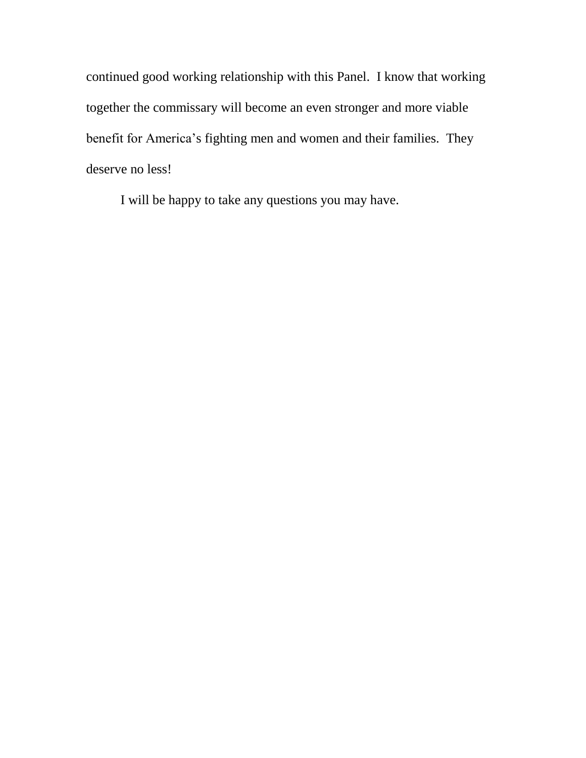continued good working relationship with this Panel. I know that working together the commissary will become an even stronger and more viable benefit for America's fighting men and women and their families. They deserve no less!

I will be happy to take any questions you may have.